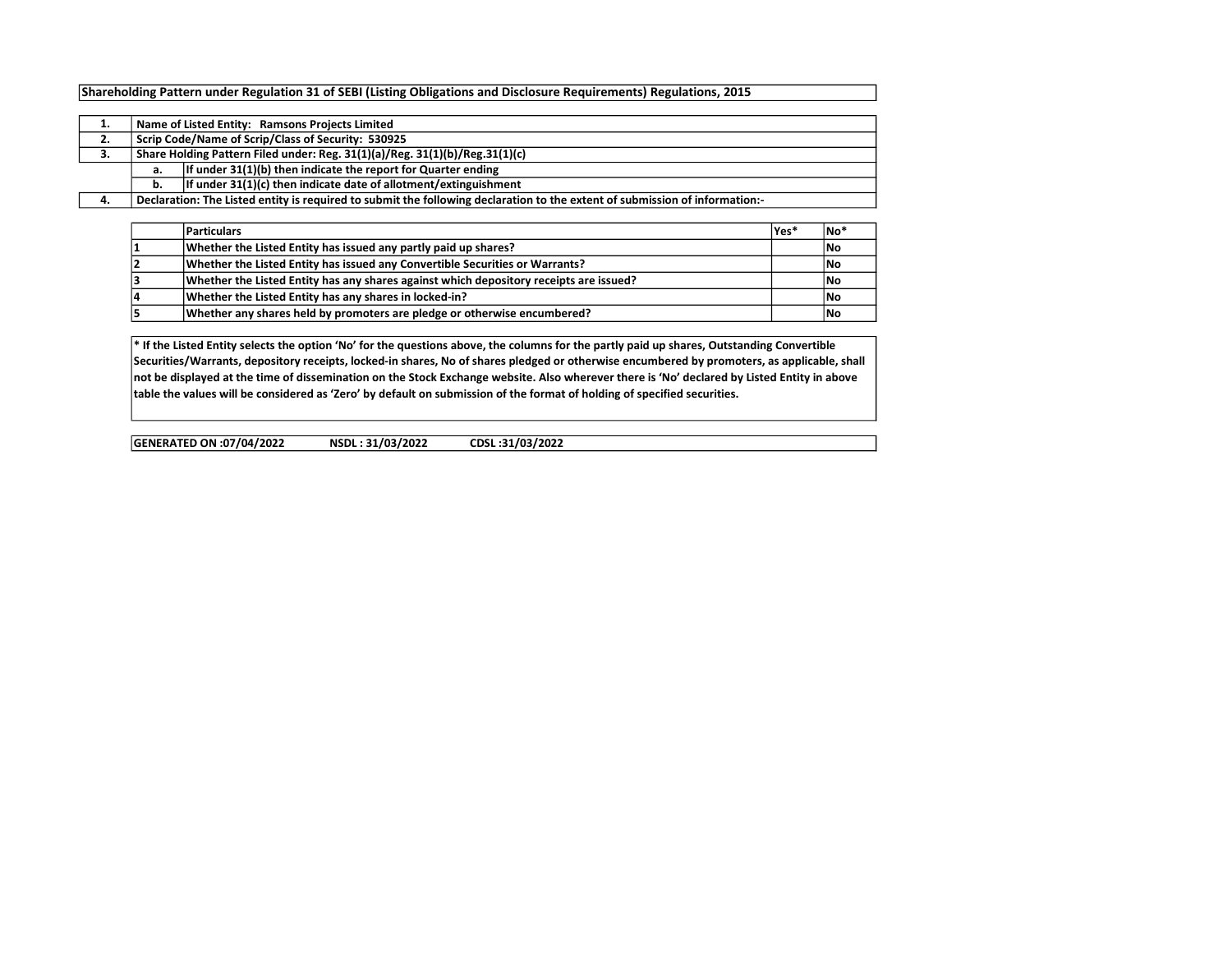**Shareholding Pattern under Regulation 31 of SEBI (Listing Obligations and Disclosure Requirements) Regulations, 2015**

| | | |
|---|---|---|
| 1. | Name of Listed Entity: Ramsons Projects Limited | |
| 2. | Scrip Code/Name of Scrip/Class of Security: 530925 | |
| 3. | Share Holding Pattern Filed under: Reg. 31(1)(a)/Reg. 31(1)(b)/Reg.31(1)(c) | |
| | a. | If under 31(1)(b) then indicate the report for Quarter ending |
| | b. | If under 31(1)(c) then indicate date of allotment/extinguishment |
| 4. | Declaration: The Listed entity is required to submit the following declaration to the extent of submission of information:- | |

| | Particulars | Yes* | No* |
|---|---|---|---|
| 1 | Whether the Listed Entity has issued any partly paid up shares? | | No |
| 2 | Whether the Listed Entity has issued any Convertible Securities or Warrants? | | No |
| 3 | Whether the Listed Entity has any shares against which depository receipts are issued? | | No |
| 4 | Whether the Listed Entity has any shares in locked-in? | | No |
| 5 | Whether any shares held by promoters are pledge or otherwise encumbered? | | No |

**\* If the Listed Entity selects the option 'No' for the questions above, the columns for the partly paid up shares, Outstanding Convertible Securities/Warrants, depository receipts, locked-in shares, No of shares pledged or otherwise encumbered by promoters, as applicable, shall not be displayed at the time of dissemination on the Stock Exchange website. Also wherever there is 'No' declared by Listed Entity in above table the values will be considered as 'Zero' by default on submission of the format of holding of specified securities.**

**GENERATED ON :07/04/2022 NSDL : 31/03/2022 CDSL :31/03/2022**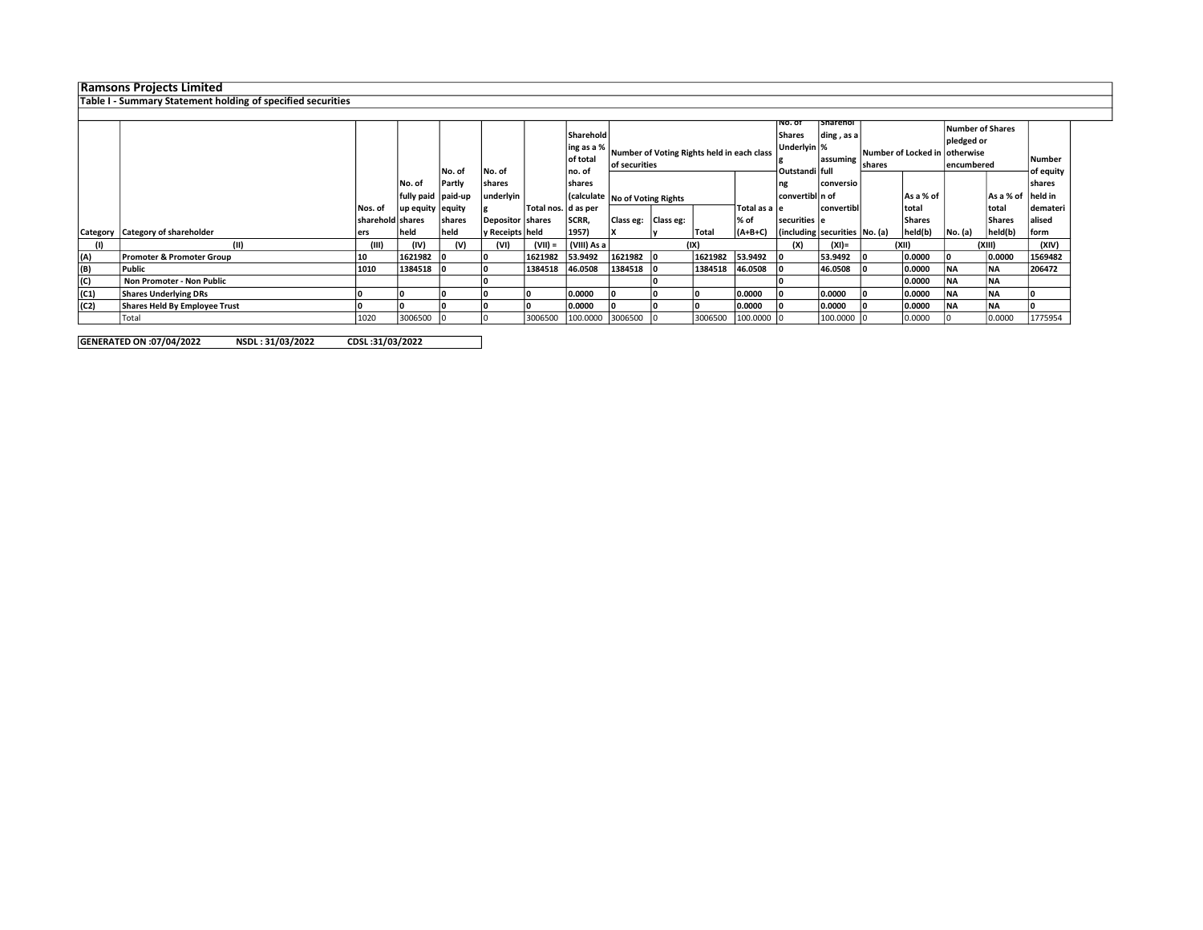# Ramsons Projects Limited

## Table I - Summary Statement holding of specified securities

| Category | Category of shareholder | Nos. of shareholders | No. of fully paid up equity shares held | No. of Partly paid-up equity shares held | No. of shares underlying Depository Receipts | Total nos. shares held | Shareholding as a % of total no. of shares (calculated as per SCRR, 1957) | Number of Voting Rights held in each class of securities | | | | No. of Shares Underlying Outstanding convertible securities (including | Shareholding , as a % assuming full conversion of convertible securities | Number of Locked in shares | | Number of Shares pledged or otherwise encumbered | | Number of equity shares held in dematerialised form |
|---|---|---|---|---|---|---|---|---|---|---|---|---|---|---|---|---|---|---|
| | | | | | | | | No of Voting Rights | | | Total as a % of (A+B+C) | | | No. (a) | As a % of total Shares held(b) | No. (a) | As a % of total Shares held(b) | |
| | | | | | | | | Class eg: X | Class eg: y | Total | | | | | | | | |
| (I) | (II) | (III) | (IV) | (V) | (VI) | (VII) = | (VIII) As a | (IX) | | | | (X) | (XI)= | (XII) | | (XIII) | | (XIV) |
| (A) | Promoter & Promoter Group | 10 | 1621982 | 0 | 0 | 1621982 | 53.9492 | 1621982 | 0 | 1621982 | 53.9492 | 0 | 53.9492 | 0 | 0.0000 | 0 | 0.0000 | 1569482 |
| (B) | Public | 1010 | 1384518 | 0 | 0 | 1384518 | 46.0508 | 1384518 | 0 | 1384518 | 46.0508 | 0 | 46.0508 | 0 | 0.0000 | NA | NA | 206472 |
| (C) | Non Promoter - Non Public | | | | 0 | | | | 0 | | | 0 | | | 0.0000 | NA | NA | |
| (C1) | Shares Underlying DRs | 0 | 0 | 0 | 0 | 0 | 0.0000 | 0 | 0 | 0 | 0.0000 | 0 | 0.0000 | 0 | 0.0000 | NA | NA | 0 |
| (C2) | Shares Held By Employee Trust | 0 | 0 | 0 | 0 | 0 | 0.0000 | 0 | 0 | 0 | 0.0000 | 0 | 0.0000 | 0 | 0.0000 | NA | NA | 0 |
| | Total | 1020 | 3006500 | 0 | 0 | 3006500 | 100.0000 | 3006500 | 0 | 3006500 | 100.0000 | 0 | 100.0000 | 0 | 0.0000 | 0 | 0.0000 | 1775954 |

GENERATED ON :07/04/2022 NSDL : 31/03/2022 CDSL :31/03/2022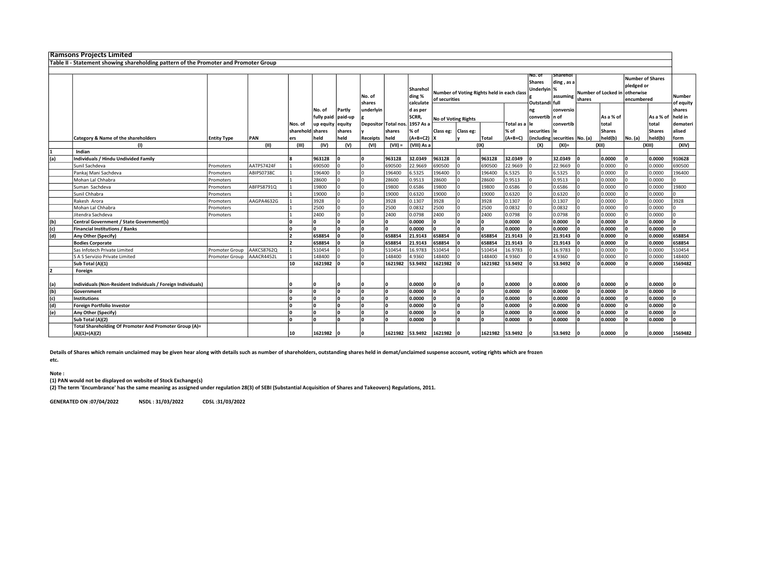## Ramsons Projects Limited

### Table II - Statement showing shareholding pattern of the Promoter and Promoter Group

| | Category & Name of the shareholders | Entity Type | PAN | Nos. of shareholders | No. of fully paid up equity shares held | Partly paid-up equity shares held | No. of shares underlying Depository Receipts | Total nos. shares held | Shareholding % calculated as per SCRR, 1957 As a % of (A+B+C2) | Number of Voting Rights held in each class of securities | | | | No. of Shares Underlying Outstanding convertible securities (including | Shareholding , as a % assuming full conversion of convertible securities | Number of Locked in shares | | Number of Shares pledged or otherwise encumbered | | Number of equity shares held in dematerialised form |
|---|---|---|---|---|---|---|---|---|---|---|---|---|---|---|---|---|---|---|---|---|
| | | | | | | | | | | No of Voting Rights | | | Total as a % of (A+B+C) | | | No. (a) | As a % of total Shares held(b) | No. (a) | As a % of total Shares held(b) | |
| | | | | | | | | | | Class eg: X | Class eg: y | Total | | | | | | | | |
| | (I) | | (II) | (III) | (IV) | (V) | (VI) | (VII) = | (VIII) As a | (IX) | | | | (X) | (XI)= | (XII) | | (XIII) | | (XIV) |
| 1 | Indian | | | | | | | | | | | | | | | | | | | |
| (a) | **Individuals / Hindu Undivided Family** | | | **8** | **963128** | **0** | **0** | **963128** | **32.0349** | **963128** | **0** | **963128** | **32.0349** | **0** | **32.0349** | **0** | **0.0000** | **0** | **0.0000** | **910628** |
| | Sunil Sachdeva | Promoters | AATPS7424F | 1 | 690500 | 0 | 0 | 690500 | 22.9669 | 690500 | 0 | 690500 | 22.9669 | 0 | 22.9669 | 0 | 0.0000 | 0 | 0.0000 | 690500 |
| | Pankaj Mani Sachdeva | Promoters | ABIPS0738C | 1 | 196400 | 0 | 0 | 196400 | 6.5325 | 196400 | 0 | 196400 | 6.5325 | 0 | 6.5325 | 0 | 0.0000 | 0 | 0.0000 | 196400 |
| | Mohan Lal Chhabra | Promoters | | 1 | 28600 | 0 | 0 | 28600 | 0.9513 | 28600 | 0 | 28600 | 0.9513 | 0 | 0.9513 | 0 | 0.0000 | 0 | 0.0000 | 0 |
| | Suman Sachdeva | Promoters | ABFPS8791Q | 1 | 19800 | 0 | 0 | 19800 | 0.6586 | 19800 | 0 | 19800 | 0.6586 | 0 | 0.6586 | 0 | 0.0000 | 0 | 0.0000 | 19800 |
| | Sunil Chhabra | Promoters | | 1 | 19000 | 0 | 0 | 19000 | 0.6320 | 19000 | 0 | 19000 | 0.6320 | 0 | 0.6320 | 0 | 0.0000 | 0 | 0.0000 | 0 |
| | Rakesh Arora | Promoters | AAGPA4632G | 1 | 3928 | 0 | 0 | 3928 | 0.1307 | 3928 | 0 | 3928 | 0.1307 | 0 | 0.1307 | 0 | 0.0000 | 0 | 0.0000 | 3928 |
| | Mohan Lal Chhabra | Promoters | | 1 | 2500 | 0 | 0 | 2500 | 0.0832 | 2500 | 0 | 2500 | 0.0832 | 0 | 0.0832 | 0 | 0.0000 | 0 | 0.0000 | 0 |
| | Jitendra Sachdeva | Promoters | | 1 | 2400 | 0 | 0 | 2400 | 0.0798 | 2400 | 0 | 2400 | 0.0798 | 0 | 0.0798 | 0 | 0.0000 | 0 | 0.0000 | 0 |
| (b) | **Central Government / State Government(s)** | | | **0** | **0** | **0** | **0** | **0** | **0.0000** | **0** | **0** | **0** | **0.0000** | **0** | **0.0000** | **0** | **0.0000** | **0** | **0.0000** | **0** |
| (c) | **Financial Institutions / Banks** | | | **0** | **0** | **0** | **0** | **0** | **0.0000** | **0** | **0** | **0** | **0.0000** | **0** | **0.0000** | **0** | **0.0000** | **0** | **0.0000** | **0** |
| (d) | **Any Other (Specify)** | | | **2** | **658854** | **0** | **0** | **658854** | **21.9143** | **658854** | **0** | **658854** | **21.9143** | **0** | **21.9143** | **0** | **0.0000** | **0** | **0.0000** | **658854** |
| | **Bodies Corporate** | | | **2** | **658854** | **0** | **0** | **658854** | **21.9143** | **658854** | **0** | **658854** | **21.9143** | **0** | **21.9143** | **0** | **0.0000** | **0** | **0.0000** | **658854** |
| | Sas Infotech Private Limited | Promoter Group | AAKCS8762Q | 1 | 510454 | 0 | 0 | 510454 | 16.9783 | 510454 | 0 | 510454 | 16.9783 | 0 | 16.9783 | 0 | 0.0000 | 0 | 0.0000 | 510454 |
| | S A S Servizio Private Limited | Promoter Group | AAACR4452L | 1 | 148400 | 0 | 0 | 148400 | 4.9360 | 148400 | 0 | 148400 | 4.9360 | 0 | 4.9360 | 0 | 0.0000 | 0 | 0.0000 | 148400 |
| | **Sub Total (A)(1)** | | | **10** | **1621982** | **0** | **0** | **1621982** | **53.9492** | **1621982** | **0** | **1621982** | **53.9492** | **0** | **53.9492** | **0** | **0.0000** | **0** | **0.0000** | **1569482** |
| 2 | Foreign | | | | | | | | | | | | | | | | | | | |
| (a) | **Individuals (Non-Resident Individuals / Foreign Individuals)** | | | **0** | **0** | **0** | **0** | **0** | **0.0000** | **0** | **0** | **0** | **0.0000** | **0** | **0.0000** | **0** | **0.0000** | **0** | **0.0000** | **0** |
| (b) | **Government** | | | **0** | **0** | **0** | **0** | **0** | **0.0000** | **0** | **0** | **0** | **0.0000** | **0** | **0.0000** | **0** | **0.0000** | **0** | **0.0000** | **0** |
| (c) | **Institutions** | | | **0** | **0** | **0** | **0** | **0** | **0.0000** | **0** | **0** | **0** | **0.0000** | **0** | **0.0000** | **0** | **0.0000** | **0** | **0.0000** | **0** |
| (d) | **Foreign Portfolio Investor** | | | **0** | **0** | **0** | **0** | **0** | **0.0000** | **0** | **0** | **0** | **0.0000** | **0** | **0.0000** | **0** | **0.0000** | **0** | **0.0000** | **0** |
| (e) | **Any Other (Specify)** | | | **0** | **0** | **0** | **0** | **0** | **0.0000** | **0** | **0** | **0** | **0.0000** | **0** | **0.0000** | **0** | **0.0000** | **0** | **0.0000** | **0** |
| | **Sub Total (A)(2)** | | | **0** | **0** | **0** | **0** | **0** | **0.0000** | **0** | **0** | **0** | **0.0000** | **0** | **0.0000** | **0** | **0.0000** | **0** | **0.0000** | **0** |
| | **Total Shareholding Of Promoter And Promoter Group (A)= (A)(1)+(A)(2)** | | | **10** | **1621982** | **0** | **0** | **1621982** | **53.9492** | **1621982** | **0** | **1621982** | **53.9492** | **0** | **53.9492** | **0** | **0.0000** | **0** | **0.0000** | **1569482** |

**Details of Shares which remain unclaimed may be given hear along with details such as number of shareholders, outstanding shares held in demat/unclaimed suspense account, voting rights which are frozen etc.**

**Note :**

**(1) PAN would not be displayed on website of Stock Exchange(s)**

**(2) The term 'Encumbrance' has the same meaning as assigned under regulation 28(3) of SEBI (Substantial Acquisition of Shares and Takeovers) Regulations, 2011.**

**GENERATED ON :07/04/2022 NSDL : 31/03/2022 CDSL :31/03/2022**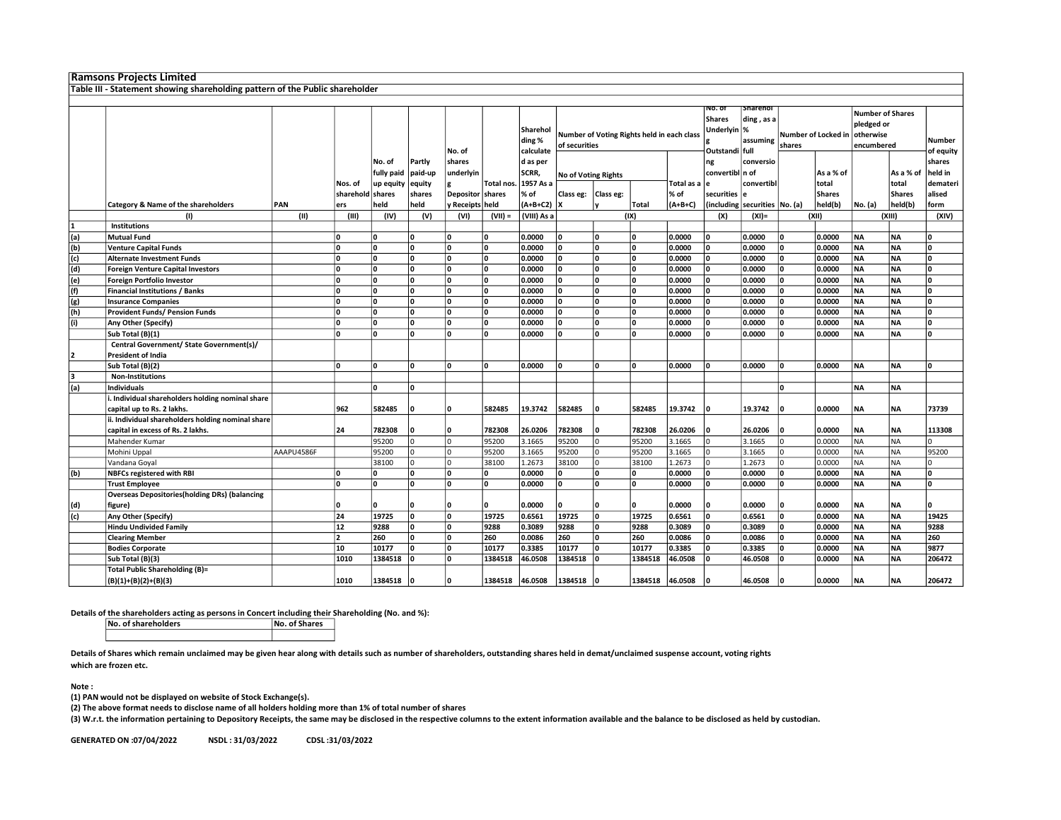## Ramsons Projects Limited

### Table III - Statement showing shareholding pattern of the Public shareholder

| | Category & Name of the shareholders | PAN | Nos. of shareholders | No. of fully paid up equity shares held | Partly paid-up equity shares held | No. of shares underlying Depository Receipts | Total nos. shares held | Shareholding % calculated as per SCRR, 1957 As a % of (A+B+C2) | Number of Voting Rights held in each class of securities | | | | No. of Shares Underlying Outstanding convertible securities (including | Shareholding , as a % assuming full conversion of convertible securities | Number of Locked in shares | | Number of Shares pledged or otherwise encumbered | | Number of equity shares held in dematerialised form |
|---|---|---|---|---|---|---|---|---|---|---|---|---|---|---|---|---|---|---|---|
| | | | | | | | | | No of Voting Rights | | | Total as a % of (A+B+C) | | | No. (a) | As a % of total Shares held(b) | No. (a) | As a % of total Shares held(b) | |
| | | | | | | | | | Class eg: X | Class eg: y | Total | | | | | | | | |
| | (I) | (II) | (III) | (IV) | (V) | (VI) | (VII) = | (VIII) As a | (IX) | | | | (X) | (XI)= | (XII) | | (XIII) | | (XIV) |
| 1 | Institutions | | | | | | | | | | | | | | | | | | |
| (a) | Mutual Fund | | 0 | 0 | 0 | 0 | 0 | 0.0000 | 0 | 0 | 0 | 0.0000 | 0 | 0.0000 | 0 | 0.0000 | NA | NA | 0 |
| (b) | Venture Capital Funds | | 0 | 0 | 0 | 0 | 0 | 0.0000 | 0 | 0 | 0 | 0.0000 | 0 | 0.0000 | 0 | 0.0000 | NA | NA | 0 |
| (c) | Alternate Investment Funds | | 0 | 0 | 0 | 0 | 0 | 0.0000 | 0 | 0 | 0 | 0.0000 | 0 | 0.0000 | 0 | 0.0000 | NA | NA | 0 |
| (d) | Foreign Venture Capital Investors | | 0 | 0 | 0 | 0 | 0 | 0.0000 | 0 | 0 | 0 | 0.0000 | 0 | 0.0000 | 0 | 0.0000 | NA | NA | 0 |
| (e) | Foreign Portfolio Investor | | 0 | 0 | 0 | 0 | 0 | 0.0000 | 0 | 0 | 0 | 0.0000 | 0 | 0.0000 | 0 | 0.0000 | NA | NA | 0 |
| (f) | Financial Institutions / Banks | | 0 | 0 | 0 | 0 | 0 | 0.0000 | 0 | 0 | 0 | 0.0000 | 0 | 0.0000 | 0 | 0.0000 | NA | NA | 0 |
| (g) | Insurance Companies | | 0 | 0 | 0 | 0 | 0 | 0.0000 | 0 | 0 | 0 | 0.0000 | 0 | 0.0000 | 0 | 0.0000 | NA | NA | 0 |
| (h) | Provident Funds/ Pension Funds | | 0 | 0 | 0 | 0 | 0 | 0.0000 | 0 | 0 | 0 | 0.0000 | 0 | 0.0000 | 0 | 0.0000 | NA | NA | 0 |
| (i) | Any Other (Specify) | | 0 | 0 | 0 | 0 | 0 | 0.0000 | 0 | 0 | 0 | 0.0000 | 0 | 0.0000 | 0 | 0.0000 | NA | NA | 0 |
| | Sub Total (B)(1) | | 0 | 0 | 0 | 0 | 0 | 0.0000 | 0 | 0 | 0 | 0.0000 | 0 | 0.0000 | 0 | 0.0000 | NA | NA | 0 |
| 2 | Central Government/ State Government(s)/ President of India | | | | | | | | | | | | | | | | | | |
| | Sub Total (B)(2) | | 0 | 0 | 0 | 0 | 0 | 0.0000 | 0 | 0 | 0 | 0.0000 | 0 | 0.0000 | 0 | 0.0000 | NA | NA | 0 |
| 3 | Non-Institutions | | | | | | | | | | | | | | | | | | |
| (a) | Individuals | | | 0 | 0 | | | | | | | | | | 0 | | NA | NA | |
| | i. Individual shareholders holding nominal share capital up to Rs. 2 lakhs. | | 962 | 582485 | 0 | 0 | 582485 | 19.3742 | 582485 | 0 | 582485 | 19.3742 | 0 | 19.3742 | 0 | 0.0000 | NA | NA | 73739 |
| | ii. Individual shareholders holding nominal share capital in excess of Rs. 2 lakhs. | | 24 | 782308 | 0 | 0 | 782308 | 26.0206 | 782308 | 0 | 782308 | 26.0206 | 0 | 26.0206 | 0 | 0.0000 | NA | NA | 113308 |
| | Mahender Kumar | | | 95200 | 0 | 0 | 95200 | 3.1665 | 95200 | 0 | 95200 | 3.1665 | 0 | 3.1665 | 0 | 0.0000 | NA | NA | 0 |
| | Mohini Uppal | AAAPU4586F | | 95200 | 0 | 0 | 95200 | 3.1665 | 95200 | 0 | 95200 | 3.1665 | 0 | 3.1665 | 0 | 0.0000 | NA | NA | 95200 |
| | Vandana Goyal | | | 38100 | 0 | 0 | 38100 | 1.2673 | 38100 | 0 | 38100 | 1.2673 | 0 | 1.2673 | 0 | 0.0000 | NA | NA | 0 |
| (b) | NBFCs registered with RBI | | 0 | 0 | 0 | 0 | 0 | 0.0000 | 0 | 0 | 0 | 0.0000 | 0 | 0.0000 | 0 | 0.0000 | NA | NA | 0 |
| | Trust Employee | | 0 | 0 | 0 | 0 | 0 | 0.0000 | 0 | 0 | 0 | 0.0000 | 0 | 0.0000 | 0 | 0.0000 | NA | NA | 0 |
| (d) | Overseas Depositories(holding DRs) (balancing figure) | | 0 | 0 | 0 | 0 | 0 | 0.0000 | 0 | 0 | 0 | 0.0000 | 0 | 0.0000 | 0 | 0.0000 | NA | NA | 0 |
| (c) | Any Other (Specify) | | 24 | 19725 | 0 | 0 | 19725 | 0.6561 | 19725 | 0 | 19725 | 0.6561 | 0 | 0.6561 | 0 | 0.0000 | NA | NA | 19425 |
| | Hindu Undivided Family | | 12 | 9288 | 0 | 0 | 9288 | 0.3089 | 9288 | 0 | 9288 | 0.3089 | 0 | 0.3089 | 0 | 0.0000 | NA | NA | 9288 |
| | Clearing Member | | 2 | 260 | 0 | 0 | 260 | 0.0086 | 260 | 0 | 260 | 0.0086 | 0 | 0.0086 | 0 | 0.0000 | NA | NA | 260 |
| | Bodies Corporate | | 10 | 10177 | 0 | 0 | 10177 | 0.3385 | 10177 | 0 | 10177 | 0.3385 | 0 | 0.3385 | 0 | 0.0000 | NA | NA | 9877 |
| | Sub Total (B)(3) | | 1010 | 1384518 | 0 | 0 | 1384518 | 46.0508 | 1384518 | 0 | 1384518 | 46.0508 | 0 | 46.0508 | 0 | 0.0000 | NA | NA | 206472 |
| | Total Public Shareholding (B)= (B)(1)+(B)(2)+(B)(3) | | 1010 | 1384518 | 0 | 0 | 1384518 | 46.0508 | 1384518 | 0 | 1384518 | 46.0508 | 0 | 46.0508 | 0 | 0.0000 | NA | NA | 206472 |

**Details of the shareholders acting as persons in Concert including their Shareholding (No. and %):**

| No. of shareholders | No. of Shares |
|---|---|
| | |

**Details of Shares which remain unclaimed may be given hear along with details such as number of shareholders, outstanding shares held in demat/unclaimed suspense account, voting rights which are frozen etc.**

**Note :**

**(1) PAN would not be displayed on website of Stock Exchange(s).**

**(2) The above format needs to disclose name of all holders holding more than 1% of total number of shares**

**(3) W.r.t. the information pertaining to Depository Receipts, the same may be disclosed in the respective columns to the extent information available and the balance to be disclosed as held by custodian.**

**GENERATED ON :07/04/2022 NSDL : 31/03/2022 CDSL :31/03/2022**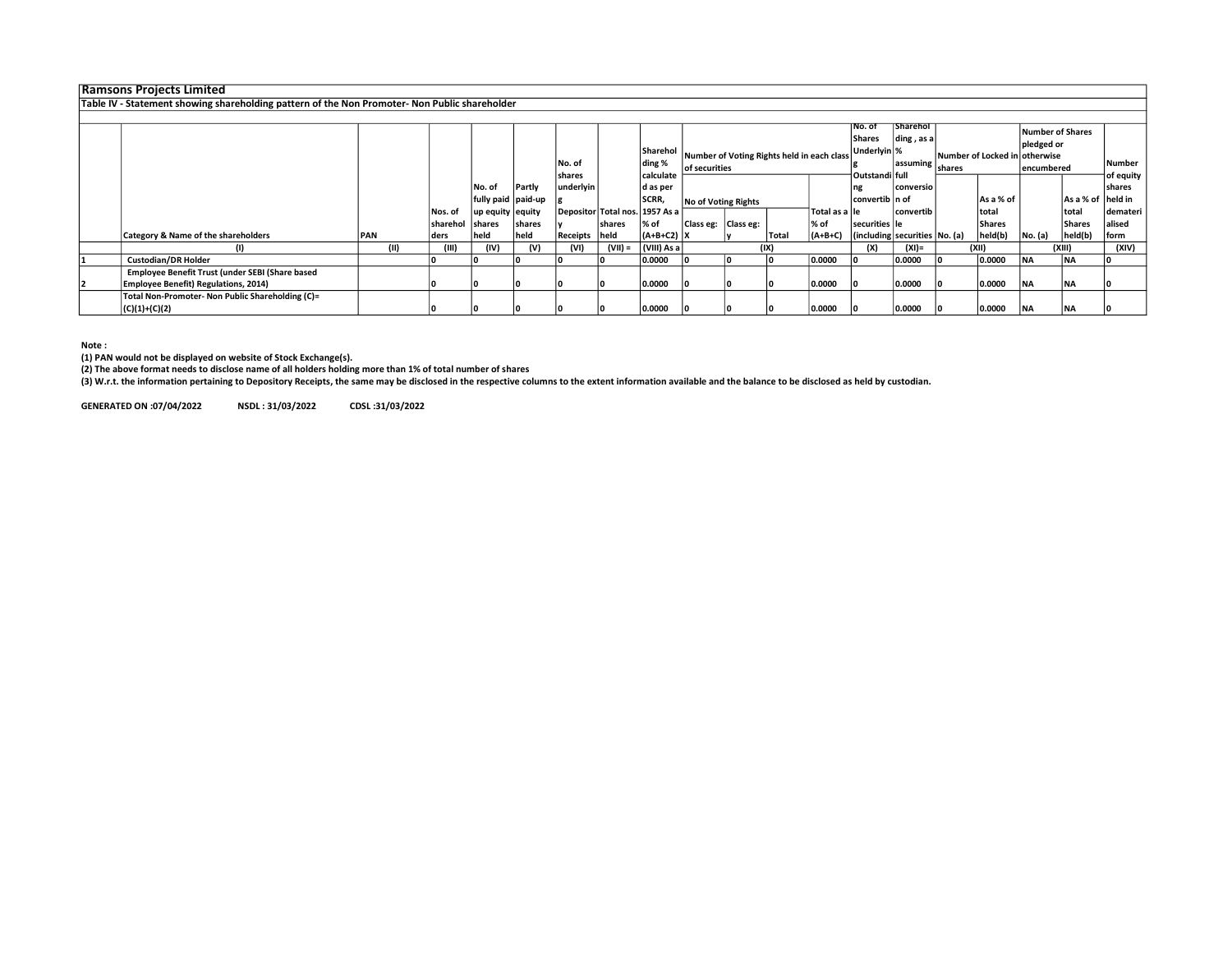## Ramsons Projects Limited

### Table IV - Statement showing shareholding pattern of the Non Promoter- Non Public shareholder

| | Category & Name of the shareholders | PAN | Nos. of shareholders | No. of fully paid up equity shares held | Partly paid-up equity shares held | No. of shares underlying Depository Receipts | Total nos. shares held | Shareholding % calculated as per SCRR, 1957 As a % of (A+B+C2) | Number of Voting Rights held in each class of securities | | | | No. of Shares Underlying Outstanding convertible securities (including | Shareholding , as a % assuming full conversion of convertible securities | Number of Locked in shares | | Number of Shares pledged or otherwise encumbered | | Number of equity shares held in dematerialised form |
|---|---|---|---|---|---|---|---|---|---|---|---|---|---|---|---|---|---|---|---|
| | | | | | | | | | No of Voting Rights | | | Total as a % of (A+B+C) | | | No. (a) | As a % of total Shares held(b) | No. (a) | As a % of total Shares held(b) | |
| | | | | | | | | | Class eg: X | Class eg: y | Total | | | | | | | | |
| | (I) | (II) | (III) | (IV) | (V) | (VI) | (VII) = | (VIII) As a | (IX) | | | | (X) | (XI)= | (XII) | | (XIII) | | (XIV) |
| 1 | Custodian/DR Holder | | 0 | 0 | 0 | 0 | 0 | 0.0000 | 0 | 0 | 0 | 0.0000 | 0 | 0.0000 | 0 | 0.0000 | NA | NA | 0 |
| 2 | Employee Benefit Trust (under SEBI (Share based Employee Benefit) Regulations, 2014) | | 0 | 0 | 0 | 0 | 0 | 0.0000 | 0 | 0 | 0 | 0.0000 | 0 | 0.0000 | 0 | 0.0000 | NA | NA | 0 |
| | Total Non-Promoter- Non Public Shareholding (C)= (C)(1)+(C)(2) | | 0 | 0 | 0 | 0 | 0 | 0.0000 | 0 | 0 | 0 | 0.0000 | 0 | 0.0000 | 0 | 0.0000 | NA | NA | 0 |

**Note :**

**(1) PAN would not be displayed on website of Stock Exchange(s).**

**(2) The above format needs to disclose name of all holders holding more than 1% of total number of shares**

**(3) W.r.t. the information pertaining to Depository Receipts, the same may be disclosed in the respective columns to the extent information available and the balance to be disclosed as held by custodian.**

**GENERATED ON :07/04/2022 NSDL : 31/03/2022 CDSL :31/03/2022**